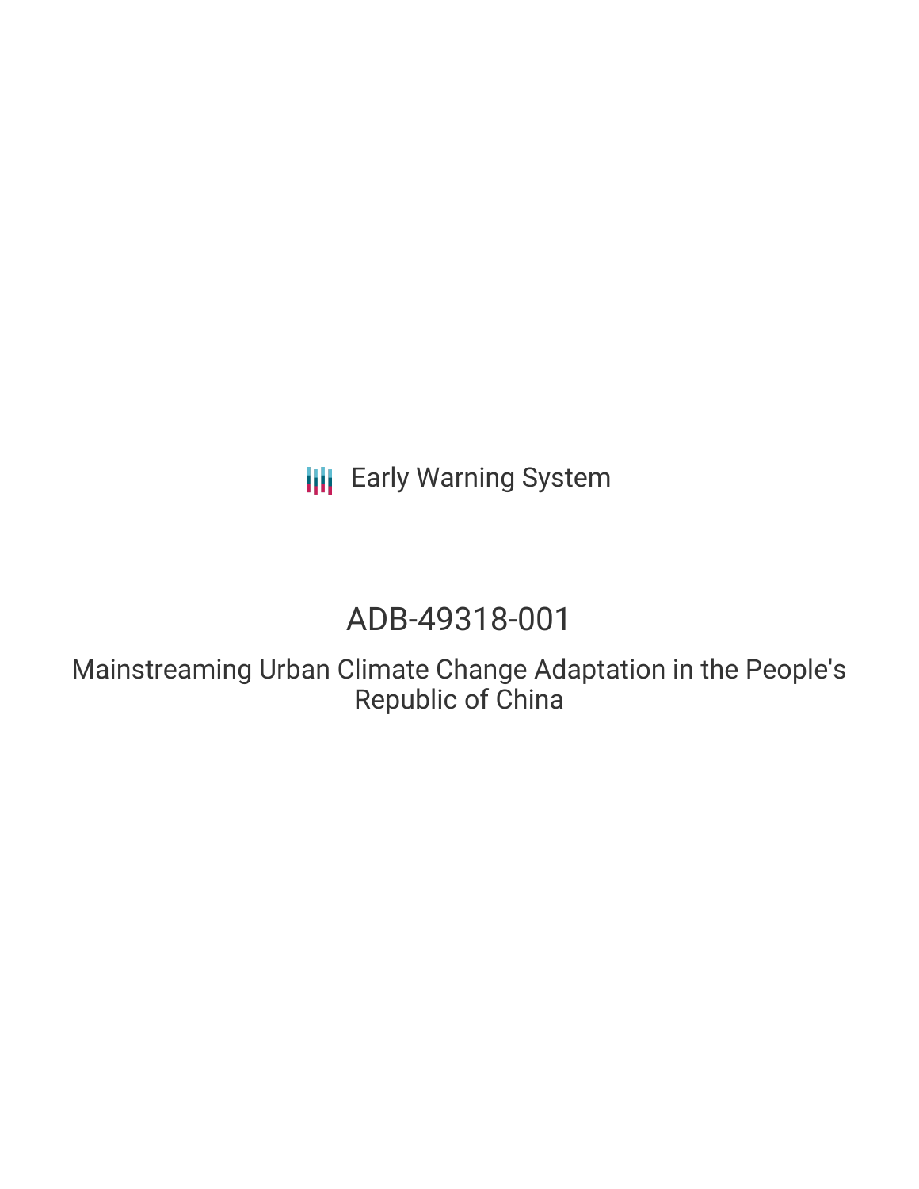Early Warning System

# ADB-49318-001

## Mainstreaming Urban Climate Change Adaptation in the People's Republic of China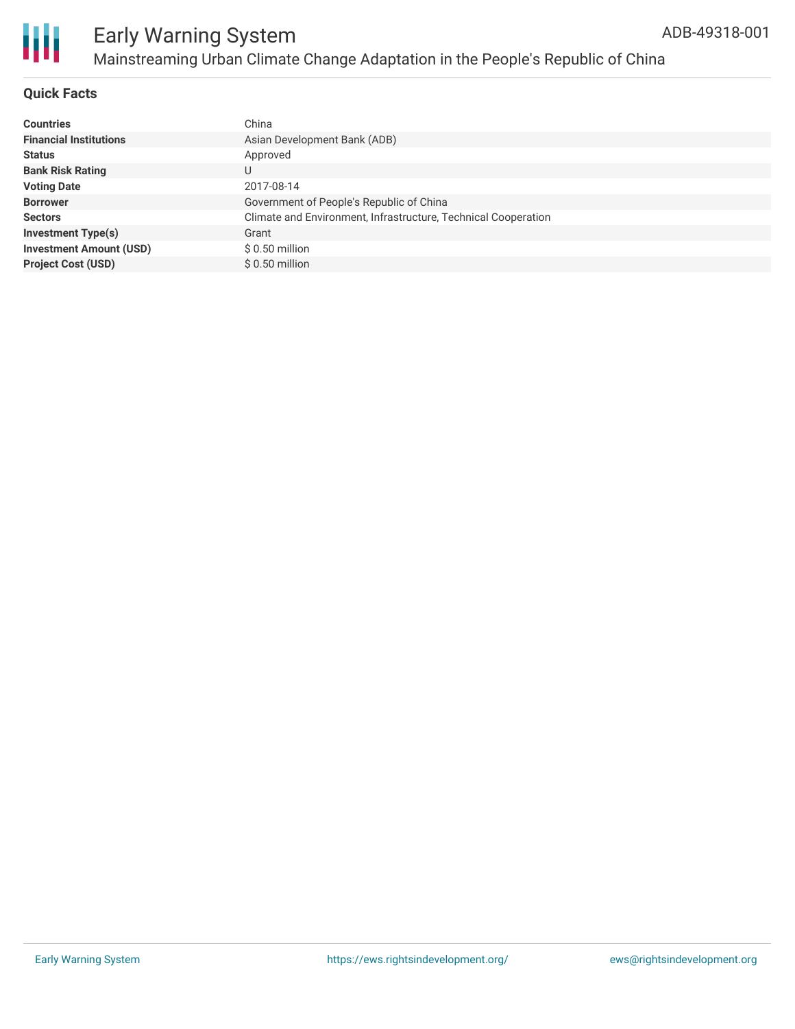# Early Warning System

## Mainstreaming Urban Climate Change Adaptation in the People's Republic of China

ADB-49318-001

### Quick Facts

| | |
|---|---|
| **Countries** | China |
| **Financial Institutions** | Asian Development Bank (ADB) |
| **Status** | Approved |
| **Bank Risk Rating** | U |
| **Voting Date** | 2017-08-14 |
| **Borrower** | Government of People's Republic of China |
| **Sectors** | Climate and Environment, Infrastructure, Technical Cooperation |
| **Investment Type(s)** | Grant |
| **Investment Amount (USD)** | $ 0.50 million |
| **Project Cost (USD)** | $ 0.50 million |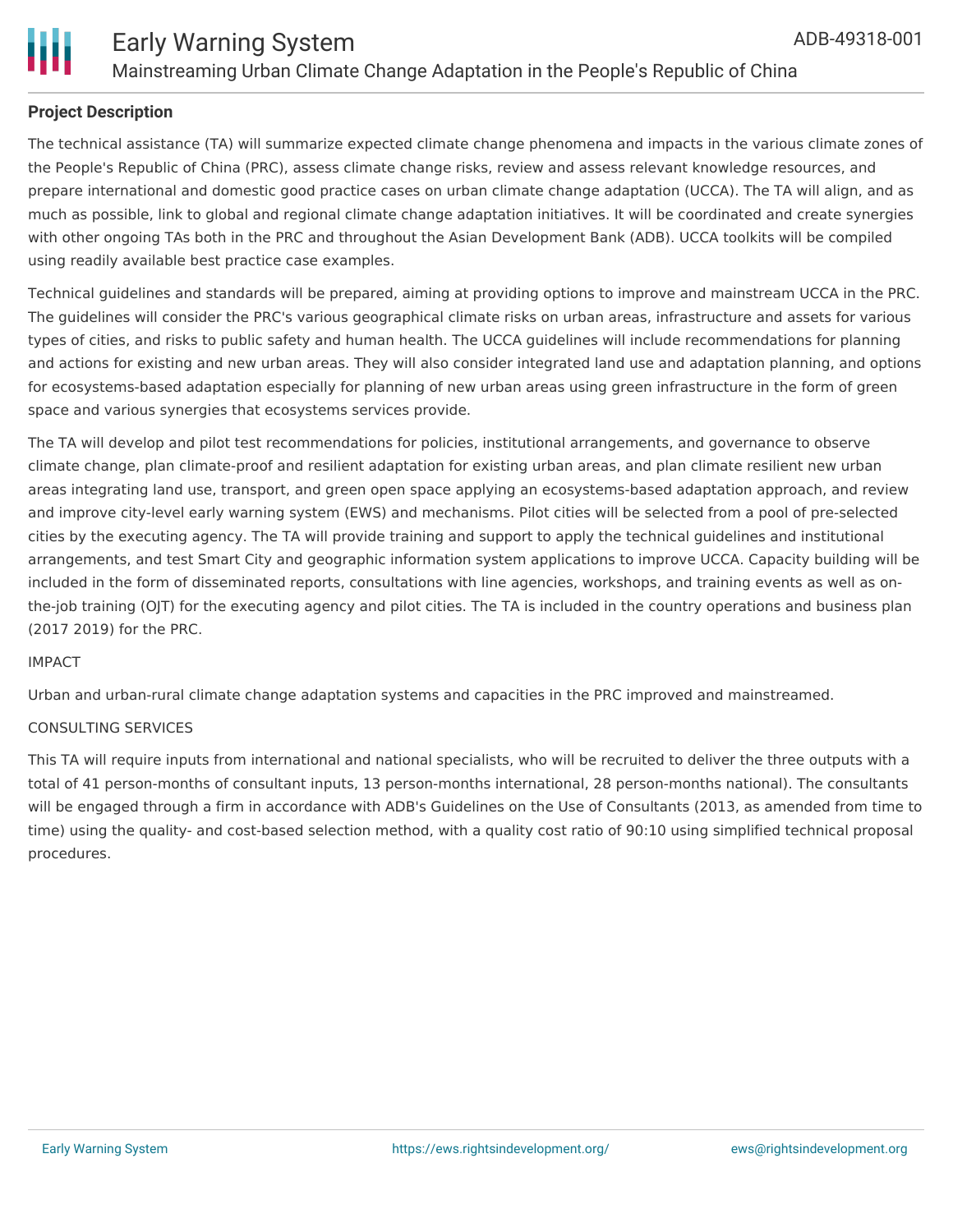### Project Description

The technical assistance (TA) will summarize expected climate change phenomena and impacts in the various climate zones of the People's Republic of China (PRC), assess climate change risks, review and assess relevant knowledge resources, and prepare international and domestic good practice cases on urban climate change adaptation (UCCA). The TA will align, and as much as possible, link to global and regional climate change adaptation initiatives. It will be coordinated and create synergies with other ongoing TAs both in the PRC and throughout the Asian Development Bank (ADB). UCCA toolkits will be compiled using readily available best practice case examples.

Technical guidelines and standards will be prepared, aiming at providing options to improve and mainstream UCCA in the PRC. The guidelines will consider the PRC's various geographical climate risks on urban areas, infrastructure and assets for various types of cities, and risks to public safety and human health. The UCCA guidelines will include recommendations for planning and actions for existing and new urban areas. They will also consider integrated land use and adaptation planning, and options for ecosystems-based adaptation especially for planning of new urban areas using green infrastructure in the form of green space and various synergies that ecosystems services provide.

The TA will develop and pilot test recommendations for policies, institutional arrangements, and governance to observe climate change, plan climate-proof and resilient adaptation for existing urban areas, and plan climate resilient new urban areas integrating land use, transport, and green open space applying an ecosystems-based adaptation approach, and review and improve city-level early warning system (EWS) and mechanisms. Pilot cities will be selected from a pool of pre-selected cities by the executing agency. The TA will provide training and support to apply the technical guidelines and institutional arrangements, and test Smart City and geographic information system applications to improve UCCA. Capacity building will be included in the form of disseminated reports, consultations with line agencies, workshops, and training events as well as on-the-job training (OJT) for the executing agency and pilot cities. The TA is included in the country operations and business plan (2017 2019) for the PRC.

IMPACT

Urban and urban-rural climate change adaptation systems and capacities in the PRC improved and mainstreamed.

CONSULTING SERVICES

This TA will require inputs from international and national specialists, who will be recruited to deliver the three outputs with a total of 41 person-months of consultant inputs, 13 person-months international, 28 person-months national). The consultants will be engaged through a firm in accordance with ADB's Guidelines on the Use of Consultants (2013, as amended from time to time) using the quality- and cost-based selection method, with a quality cost ratio of 90:10 using simplified technical proposal procedures.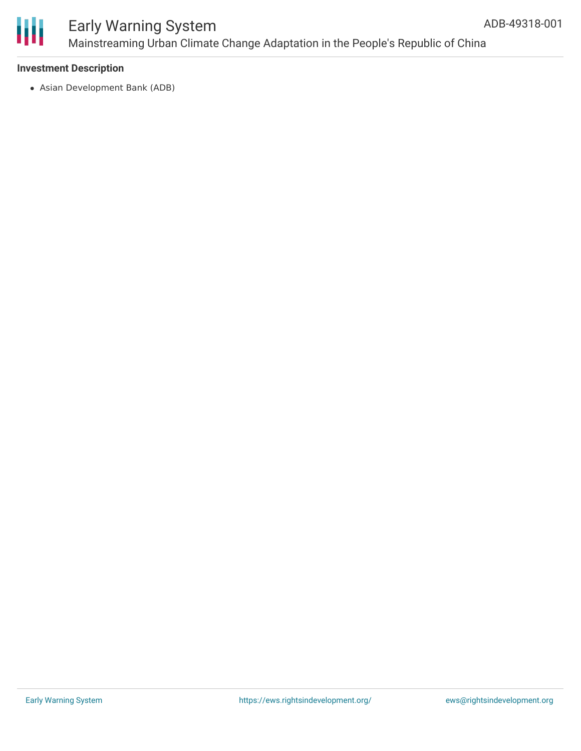**Investment Description**

- Asian Development Bank (ADB)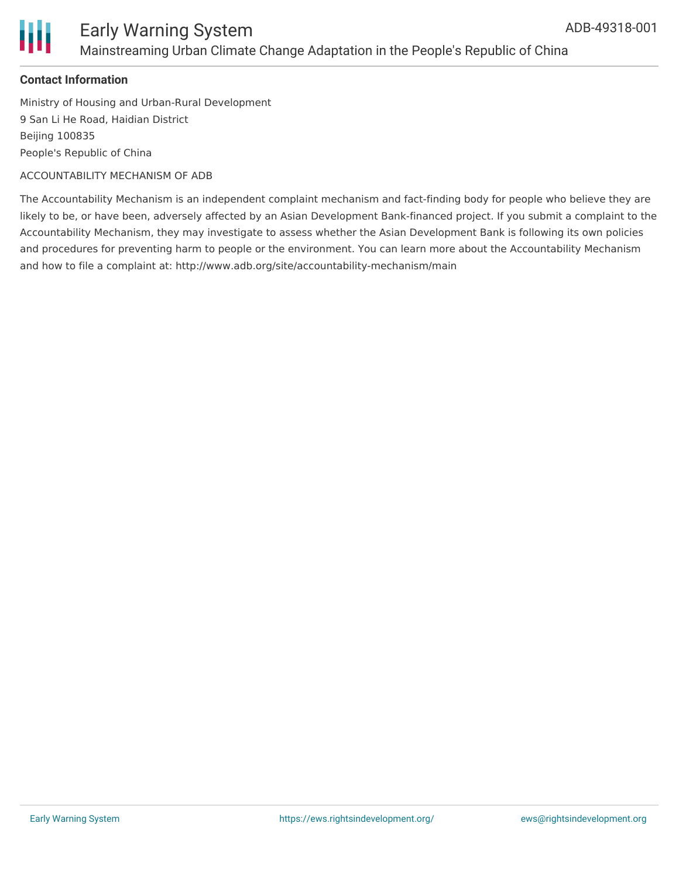### Contact Information

Ministry of Housing and Urban-Rural Development
9 San Li He Road, Haidian District
Beijing 100835
People's Republic of China

ACCOUNTABILITY MECHANISM OF ADB

The Accountability Mechanism is an independent complaint mechanism and fact-finding body for people who believe they are likely to be, or have been, adversely affected by an Asian Development Bank-financed project. If you submit a complaint to the Accountability Mechanism, they may investigate to assess whether the Asian Development Bank is following its own policies and procedures for preventing harm to people or the environment. You can learn more about the Accountability Mechanism and how to file a complaint at: http://www.adb.org/site/accountability-mechanism/main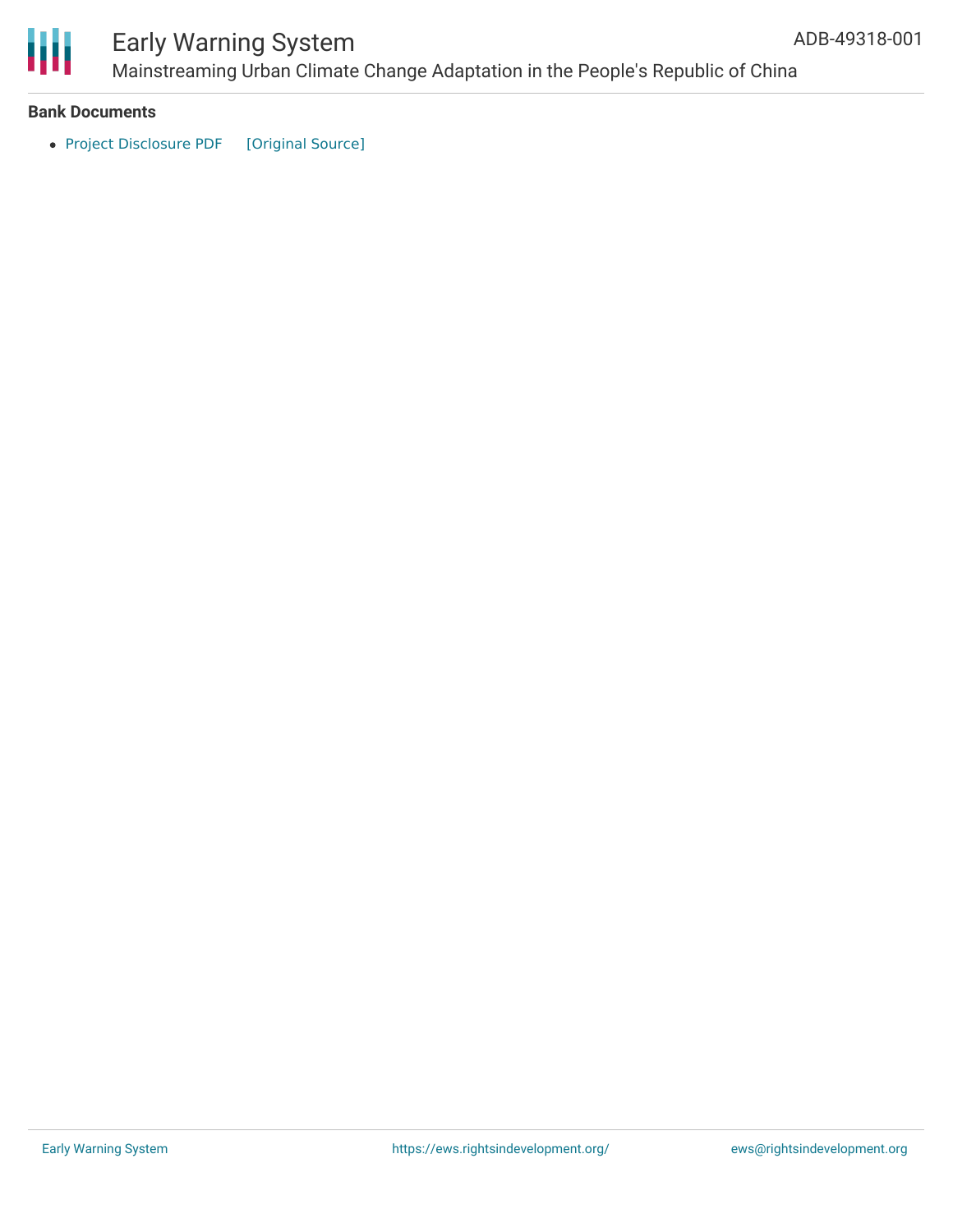**Bank Documents**

- Project Disclosure PDF [Original Source]